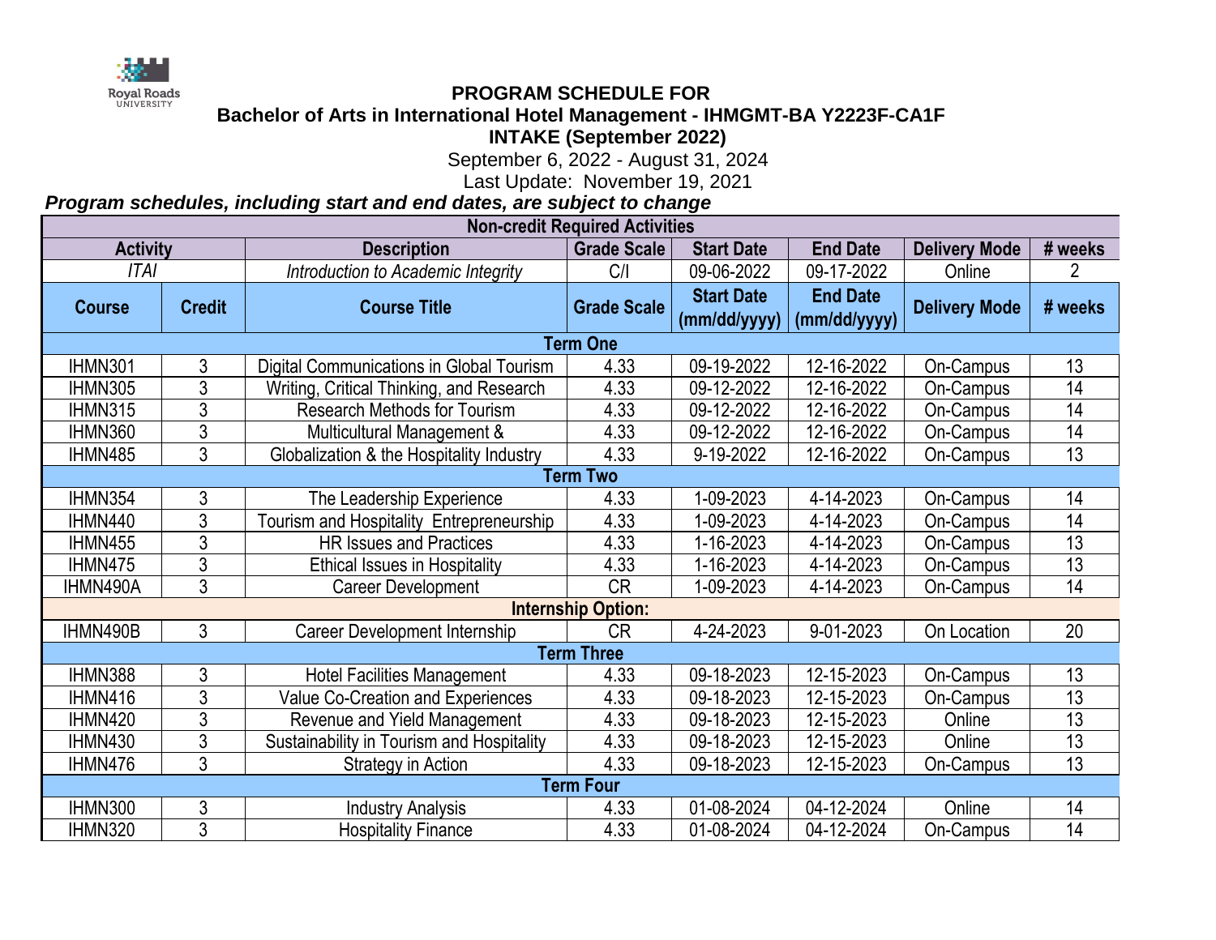# PROGRAM SCHEDULE FOR

## Bachelor of Arts in International Hotel Management - IHMGMT-BA Y2223F-CA1F

## INTAKE (September 2022)

September 6, 2022 - August 31, 2024

Last Update: November 19, 2021

***Program schedules, including start and end dates, are subject to change***

| Non-credit Required Activities | | | | | | | |
|---|---|---|---|---|---|---|---|
| **Activity** | | **Description** | **Grade Scale** | **Start Date** | **End Date** | **Delivery Mode** | **# weeks** |
| *ITAI* | | *Introduction to Academic Integrity* | C/I | 09-06-2022 | 09-17-2022 | Online | 2 |
| **Course** | **Credit** | **Course Title** | **Grade Scale** | **Start Date (mm/dd/yyyy)** | **End Date (mm/dd/yyyy)** | **Delivery Mode** | **# weeks** |
| **Term One** | | | | | | | |
| IHMN301 | 3 | Digital Communications in Global Tourism | 4.33 | 09-19-2022 | 12-16-2022 | On-Campus | 13 |
| IHMN305 | 3 | Writing, Critical Thinking, and Research | 4.33 | 09-12-2022 | 12-16-2022 | On-Campus | 14 |
| IHMN315 | 3 | Research Methods for Tourism | 4.33 | 09-12-2022 | 12-16-2022 | On-Campus | 14 |
| IHMN360 | 3 | Multicultural Management & | 4.33 | 09-12-2022 | 12-16-2022 | On-Campus | 14 |
| IHMN485 | 3 | Globalization & the Hospitality Industry | 4.33 | 9-19-2022 | 12-16-2022 | On-Campus | 13 |
| **Term Two** | | | | | | | |
| IHMN354 | 3 | The Leadership Experience | 4.33 | 1-09-2023 | 4-14-2023 | On-Campus | 14 |
| IHMN440 | 3 | Tourism and Hospitality Entrepreneurship | 4.33 | 1-09-2023 | 4-14-2023 | On-Campus | 14 |
| IHMN455 | 3 | HR Issues and Practices | 4.33 | 1-16-2023 | 4-14-2023 | On-Campus | 13 |
| IHMN475 | 3 | Ethical Issues in Hospitality | 4.33 | 1-16-2023 | 4-14-2023 | On-Campus | 13 |
| IHMN490A | 3 | Career Development | CR | 1-09-2023 | 4-14-2023 | On-Campus | 14 |
| **Internship Option:** | | | | | | | |
| IHMN490B | 3 | Career Development Internship | CR | 4-24-2023 | 9-01-2023 | On Location | 20 |
| **Term Three** | | | | | | | |
| IHMN388 | 3 | Hotel Facilities Management | 4.33 | 09-18-2023 | 12-15-2023 | On-Campus | 13 |
| IHMN416 | 3 | Value Co-Creation and Experiences | 4.33 | 09-18-2023 | 12-15-2023 | On-Campus | 13 |
| IHMN420 | 3 | Revenue and Yield Management | 4.33 | 09-18-2023 | 12-15-2023 | Online | 13 |
| IHMN430 | 3 | Sustainability in Tourism and Hospitality | 4.33 | 09-18-2023 | 12-15-2023 | Online | 13 |
| IHMN476 | 3 | Strategy in Action | 4.33 | 09-18-2023 | 12-15-2023 | On-Campus | 13 |
| **Term Four** | | | | | | | |
| IHMN300 | 3 | Industry Analysis | 4.33 | 01-08-2024 | 04-12-2024 | Online | 14 |
| IHMN320 | 3 | Hospitality Finance | 4.33 | 01-08-2024 | 04-12-2024 | On-Campus | 14 |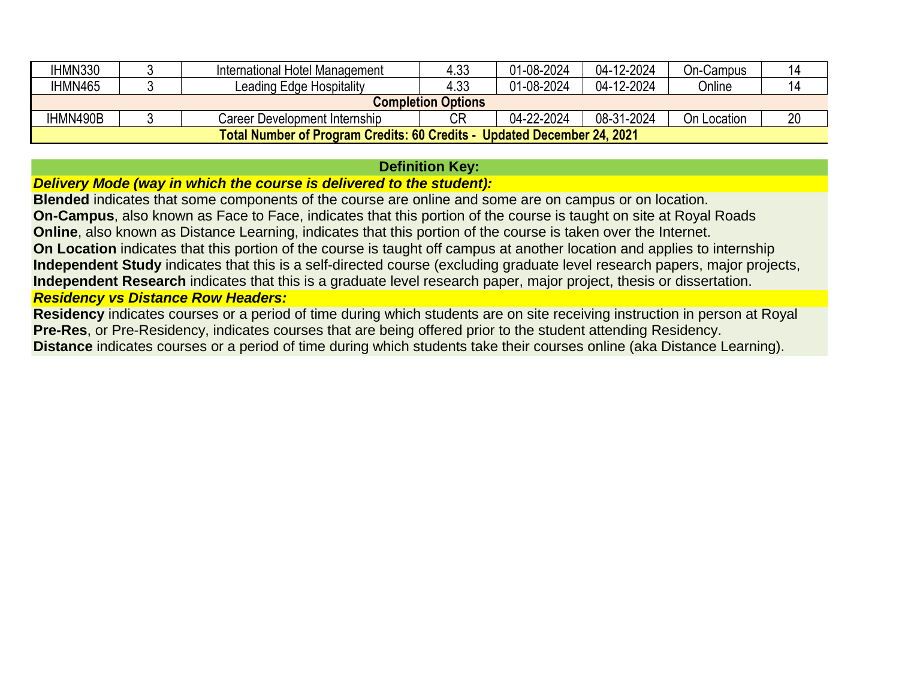| | | | | | | | |
|---|---|---|---|---|---|---|---|
| IHMN330 | 3 | International Hotel Management | 4.33 | 01-08-2024 | 04-12-2024 | On-Campus | 14 |
| IHMN465 | 3 | Leading Edge Hospitality | 4.33 | 01-08-2024 | 04-12-2024 | Online | 14 |
| **Completion Options** | | | | | | | |
| IHMN490B | 3 | Career Development Internship | CR | 04-22-2024 | 08-31-2024 | On Location | 20 |
| **Total Number of Program Credits: 60 Credits - Updated December 24, 2021** | | | | | | | |

**Definition Key:**

***Delivery Mode (way in which the course is delivered to the student):***

**Blended** indicates that some components of the course are online and some are on campus or on location.
**On-Campus**, also known as Face to Face, indicates that this portion of the course is taught on site at Royal Roads
**Online**, also known as Distance Learning, indicates that this portion of the course is taken over the Internet.
**On Location** indicates that this portion of the course is taught off campus at another location and applies to internship
**Independent Study** indicates that this is a self-directed course (excluding graduate level research papers, major projects,
**Independent Research** indicates that this is a graduate level research paper, major project, thesis or dissertation.

***Residency vs Distance Row Headers:***

**Residency** indicates courses or a period of time during which students are on site receiving instruction in person at Royal
**Pre-Res**, or Pre-Residency, indicates courses that are being offered prior to the student attending Residency.
**Distance** indicates courses or a period of time during which students take their courses online (aka Distance Learning).